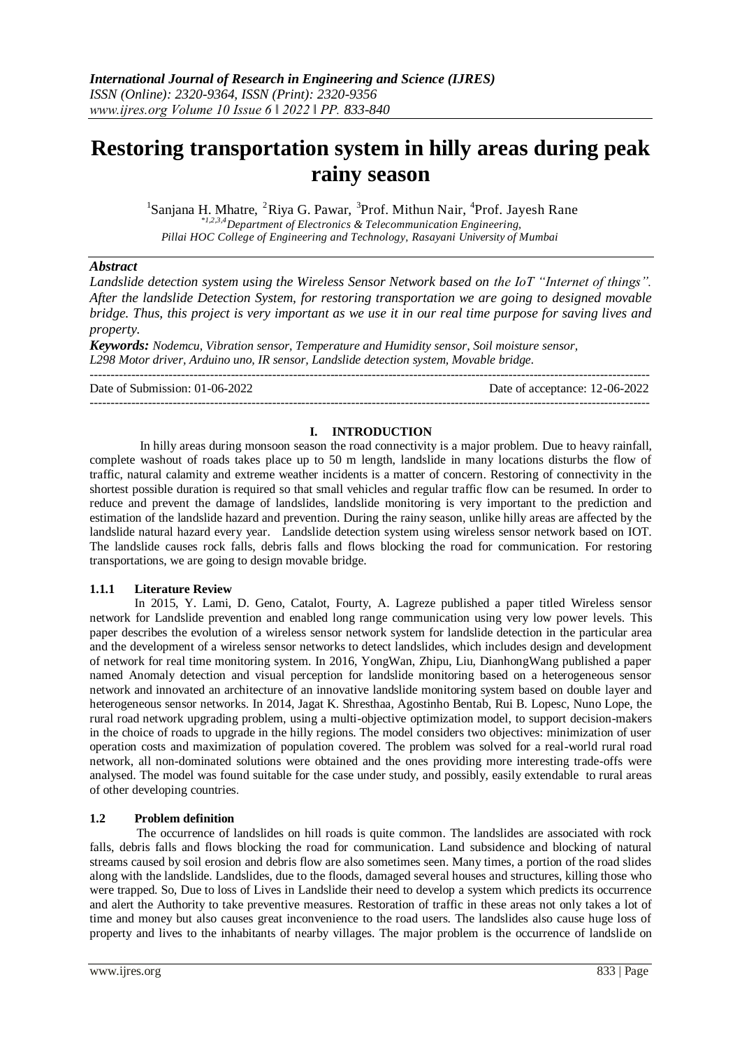# Restoring transportation system in hilly areas during peak rainy season

[1]Sanjana H. Mhatre, [2]Riya G. Pawar, [3]Prof. Mithun Nair, [4]Prof. Jayesh Rane

[*1,2,3,4]Department of Electronics & Telecommunication Engineering, Pillai HOC College of Engineering and Technology, Rasayani University of Mumbai

## *Abstract*

*Landslide detection system using the Wireless Sensor Network based on the IoT "Internet of things". After the landslide Detection System, for restoring transportation we are going to designed movable bridge. Thus, this project is very important as we use it in our real time purpose for saving lives and property.*

***Keywords:*** *Nodemcu, Vibration sensor, Temperature and Humidity sensor, Soil moisture sensor, L298 Motor driver, Arduino uno, IR sensor, Landslide detection system, Movable bridge.*

---

Date of Submission: 01-06-2022 Date of acceptance: 12-06-2022

---

## I. INTRODUCTION

In hilly areas during monsoon season the road connectivity is a major problem. Due to heavy rainfall, complete washout of roads takes place up to 50 m length, landslide in many locations disturbs the flow of traffic, natural calamity and extreme weather incidents is a matter of concern. Restoring of connectivity in the shortest possible duration is required so that small vehicles and regular traffic flow can be resumed. In order to reduce and prevent the damage of landslides, landslide monitoring is very important to the prediction and estimation of the landslide hazard and prevention. During the rainy season, unlike hilly areas are affected by the landslide natural hazard every year. Landslide detection system using wireless sensor network based on IOT. The landslide causes rock falls, debris falls and flows blocking the road for communication. For restoring transportations, we are going to design movable bridge.

### 1.1.1 Literature Review

In 2015, Y. Lami, D. Geno, Catalot, Fourty, A. Lagreze published a paper titled Wireless sensor network for Landslide prevention and enabled long range communication using very low power levels. This paper describes the evolution of a wireless sensor network system for landslide detection in the particular area and the development of a wireless sensor networks to detect landslides, which includes design and development of network for real time monitoring system. In 2016, YongWan, Zhipu, Liu, DianhongWang published a paper named Anomaly detection and visual perception for landslide monitoring based on a heterogeneous sensor network and innovated an architecture of an innovative landslide monitoring system based on double layer and heterogeneous sensor networks. In 2014, Jagat K. Shresthaa, Agostinho Bentab, Rui B. Lopesc, Nuno Lope, the rural road network upgrading problem, using a multi-objective optimization model, to support decision-makers in the choice of roads to upgrade in the hilly regions. The model considers two objectives: minimization of user operation costs and maximization of population covered. The problem was solved for a real-world rural road network, all non-dominated solutions were obtained and the ones providing more interesting trade-offs were analysed. The model was found suitable for the case under study, and possibly, easily extendable to rural areas of other developing countries.

### 1.2 Problem definition

The occurrence of landslides on hill roads is quite common. The landslides are associated with rock falls, debris falls and flows blocking the road for communication. Land subsidence and blocking of natural streams caused by soil erosion and debris flow are also sometimes seen. Many times, a portion of the road slides along with the landslide. Landslides, due to the floods, damaged several houses and structures, killing those who were trapped. So, Due to loss of Lives in Landslide their need to develop a system which predicts its occurrence and alert the Authority to take preventive measures. Restoration of traffic in these areas not only takes a lot of time and money but also causes great inconvenience to the road users. The landslides also cause huge loss of property and lives to the inhabitants of nearby villages. The major problem is the occurrence of landslide on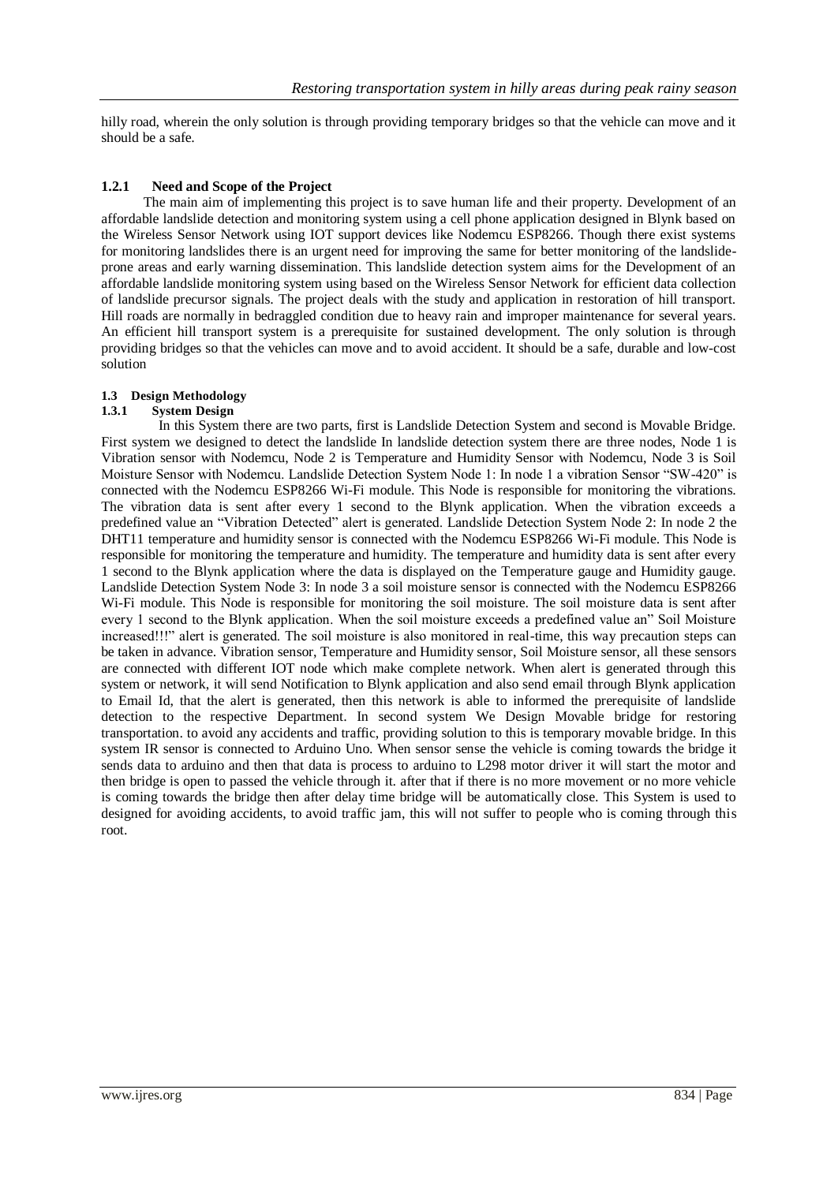hilly road, wherein the only solution is through providing temporary bridges so that the vehicle can move and it should be a safe.

### 1.2.1 Need and Scope of the Project

The main aim of implementing this project is to save human life and their property. Development of an affordable landslide detection and monitoring system using a cell phone application designed in Blynk based on the Wireless Sensor Network using IOT support devices like Nodemcu ESP8266. Though there exist systems for monitoring landslides there is an urgent need for improving the same for better monitoring of the landslide-prone areas and early warning dissemination. This landslide detection system aims for the Development of an affordable landslide monitoring system using based on the Wireless Sensor Network for efficient data collection of landslide precursor signals. The project deals with the study and application in restoration of hill transport. Hill roads are normally in bedraggled condition due to heavy rain and improper maintenance for several years. An efficient hill transport system is a prerequisite for sustained development. The only solution is through providing bridges so that the vehicles can move and to avoid accident. It should be a safe, durable and low-cost solution

## 1.3 Design Methodology

### 1.3.1 System Design

In this System there are two parts, first is Landslide Detection System and second is Movable Bridge. First system we designed to detect the landslide In landslide detection system there are three nodes, Node 1 is Vibration sensor with Nodemcu, Node 2 is Temperature and Humidity Sensor with Nodemcu, Node 3 is Soil Moisture Sensor with Nodemcu. Landslide Detection System Node 1: In node 1 a vibration Sensor "SW-420" is connected with the Nodemcu ESP8266 Wi-Fi module. This Node is responsible for monitoring the vibrations. The vibration data is sent after every 1 second to the Blynk application. When the vibration exceeds a predefined value an "Vibration Detected" alert is generated. Landslide Detection System Node 2: In node 2 the DHT11 temperature and humidity sensor is connected with the Nodemcu ESP8266 Wi-Fi module. This Node is responsible for monitoring the temperature and humidity. The temperature and humidity data is sent after every 1 second to the Blynk application where the data is displayed on the Temperature gauge and Humidity gauge. Landslide Detection System Node 3: In node 3 a soil moisture sensor is connected with the Nodemcu ESP8266 Wi-Fi module. This Node is responsible for monitoring the soil moisture. The soil moisture data is sent after every 1 second to the Blynk application. When the soil moisture exceeds a predefined value an" Soil Moisture increased!!!" alert is generated. The soil moisture is also monitored in real-time, this way precaution steps can be taken in advance. Vibration sensor, Temperature and Humidity sensor, Soil Moisture sensor, all these sensors are connected with different IOT node which make complete network. When alert is generated through this system or network, it will send Notification to Blynk application and also send email through Blynk application to Email Id, that the alert is generated, then this network is able to informed the prerequisite of landslide detection to the respective Department. In second system We Design Movable bridge for restoring transportation. to avoid any accidents and traffic, providing solution to this is temporary movable bridge. In this system IR sensor is connected to Arduino Uno. When sensor sense the vehicle is coming towards the bridge it sends data to arduino and then that data is process to arduino to L298 motor driver it will start the motor and then bridge is open to passed the vehicle through it. after that if there is no more movement or no more vehicle is coming towards the bridge then after delay time bridge will be automatically close. This System is used to designed for avoiding accidents, to avoid traffic jam, this will not suffer to people who is coming through this root.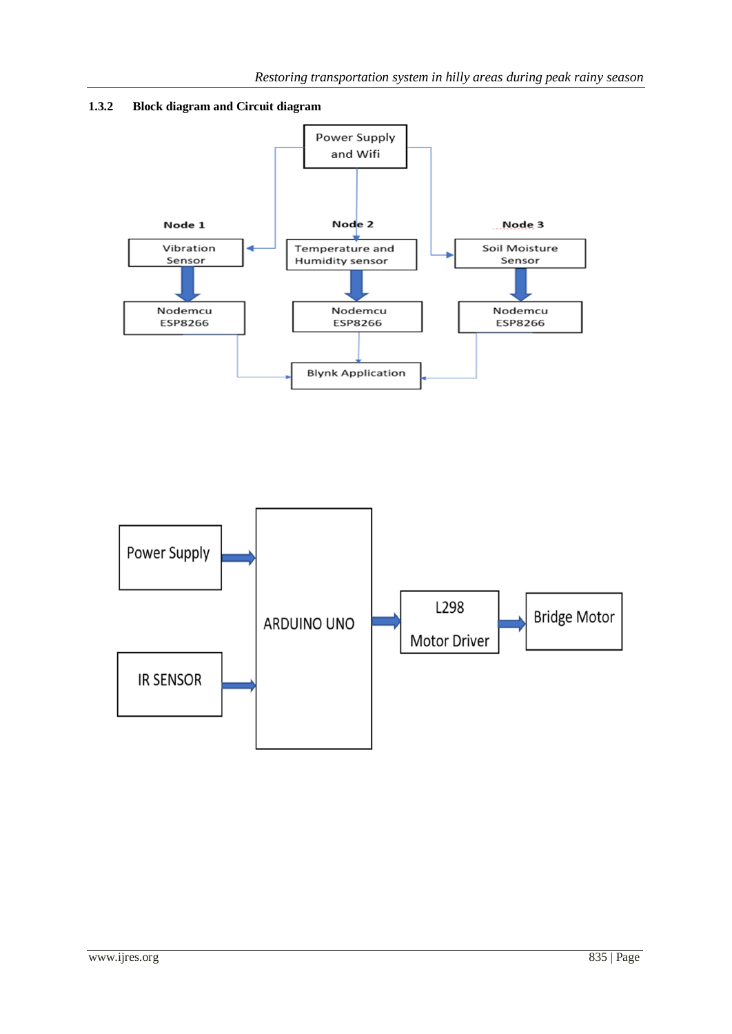### 1.3.2 Block diagram and Circuit diagram

Power Supply and Wifi

Node 1

Vibration Sensor

Nodemcu ESP8266

Node 2

Temperature and Humidity sensor

Nodemcu ESP8266

Node 3

Soil Moisture Sensor

Nodemcu ESP8266

Blynk Application

Power Supply

IR SENSOR

ARDUINO UNO

L298 Motor Driver

Bridge Motor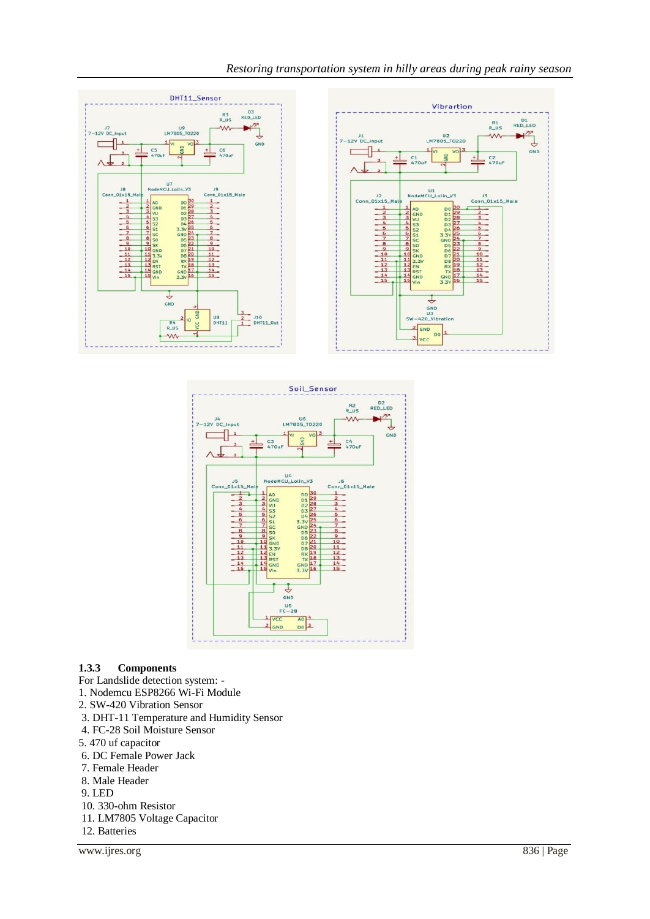DHT11_Sensor

Vibrartion

Soil_Sensor

### 1.3.3 Components

For Landslide detection system: -

1. Nodemcu ESP8266 Wi-Fi Module
2. SW-420 Vibration Sensor
3. DHT-11 Temperature and Humidity Sensor
4. FC-28 Soil Moisture Sensor
5. 470 uf capacitor
6. DC Female Power Jack
7. Female Header
8. Male Header
9. LED
10. 330-ohm Resistor
11. LM7805 Voltage Capacitor
12. Batteries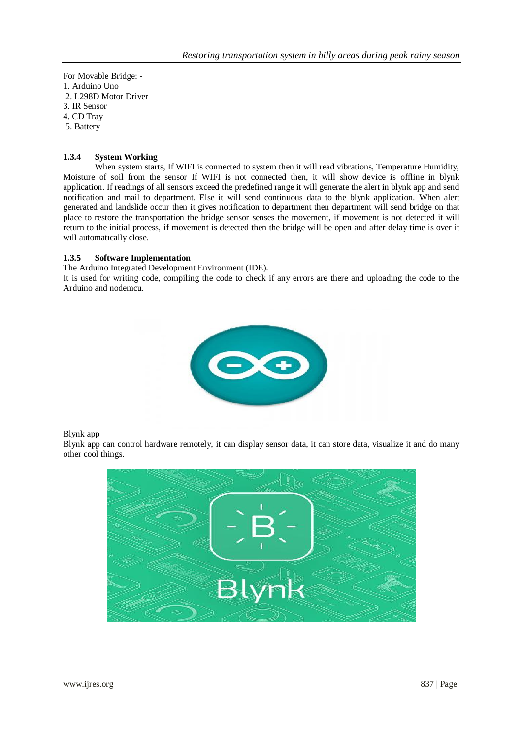For Movable Bridge: -

1. Arduino Uno
2. L298D Motor Driver
3. IR Sensor
4. CD Tray
5. Battery

### 1.3.4 System Working

When system starts, If WIFI is connected to system then it will read vibrations, Temperature Humidity, Moisture of soil from the sensor If WIFI is not connected then, it will show device is offline in blynk application. If readings of all sensors exceed the predefined range it will generate the alert in blynk app and send notification and mail to department. Else it will send continuous data to the blynk application. When alert generated and landslide occur then it gives notification to department then department will send bridge on that place to restore the transportation the bridge sensor senses the movement, if movement is not detected it will return to the initial process, if movement is detected then the bridge will be open and after delay time is over it will automatically close.

### 1.3.5 Software Implementation

The Arduino Integrated Development Environment (IDE).

It is used for writing code, compiling the code to check if any errors are there and uploading the code to the Arduino and nodemcu.

Blynk app

Blynk app can control hardware remotely, it can display sensor data, it can store data, visualize it and do many other cool things.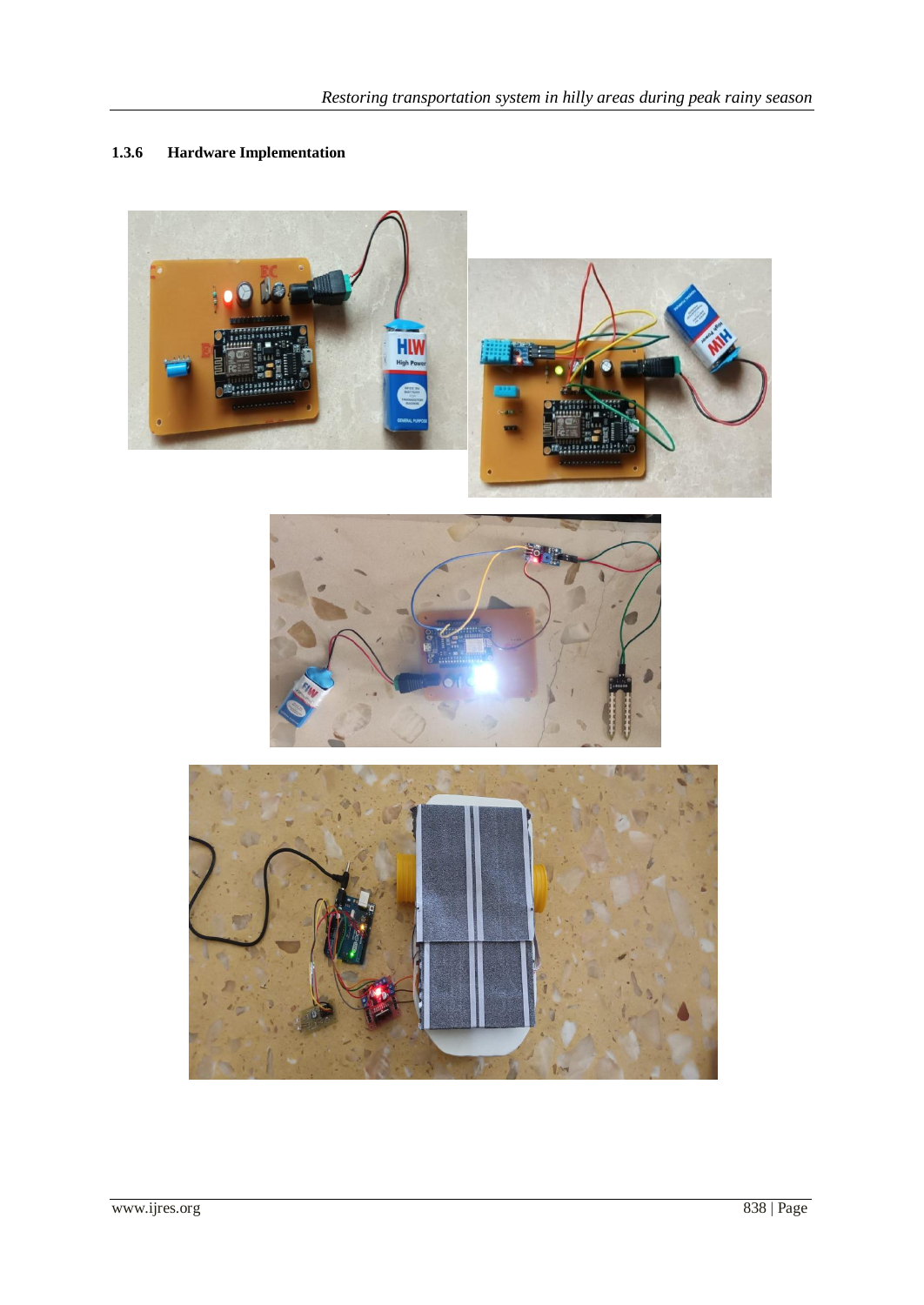### 1.3.6 Hardware Implementation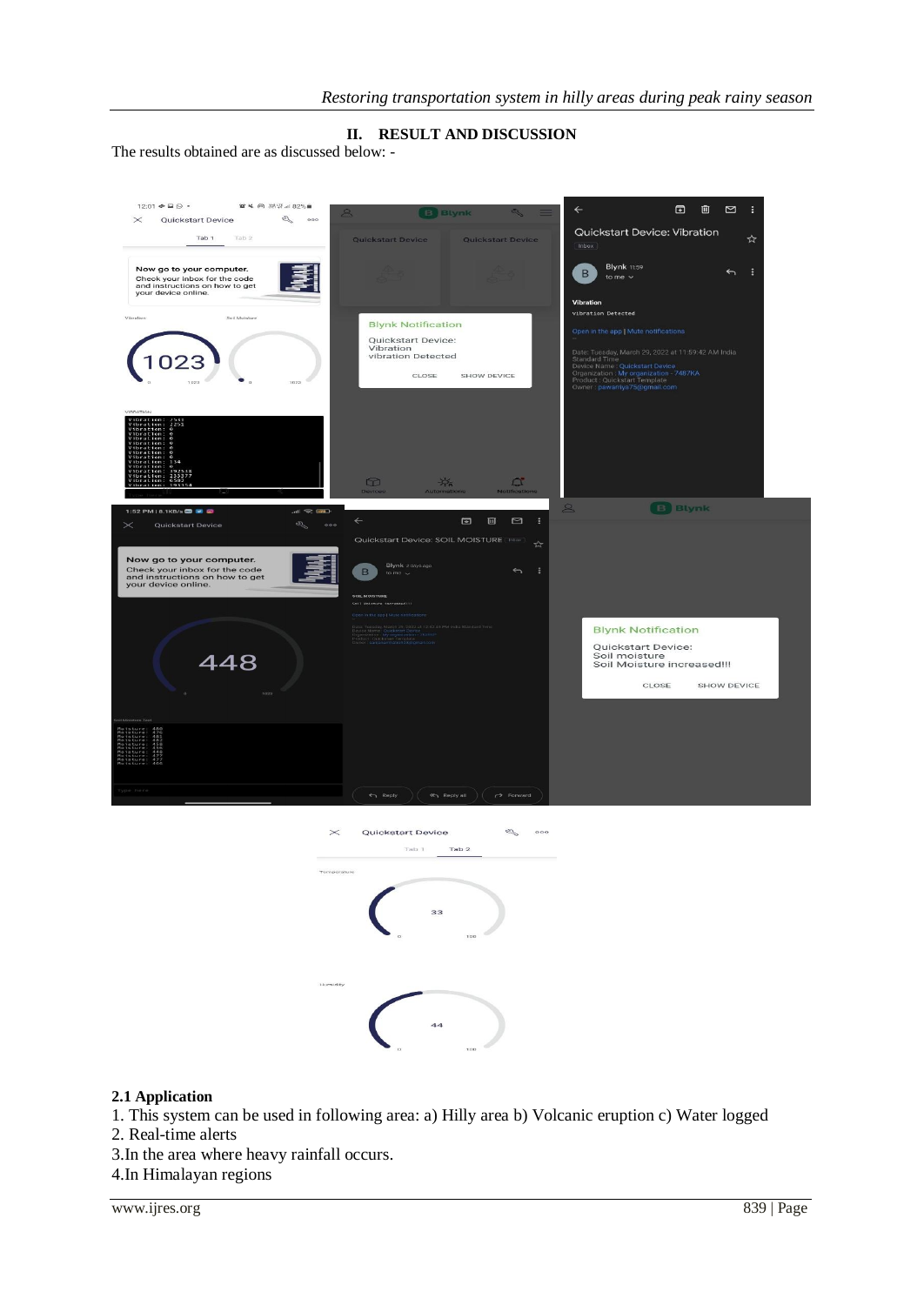## II. RESULT AND DISCUSSION

The results obtained are as discussed below: -

### 2.1 Application

1. This system can be used in following area: a) Hilly area b) Volcanic eruption c) Water logged
2. Real-time alerts
3. In the area where heavy rainfall occurs.
4. In Himalayan regions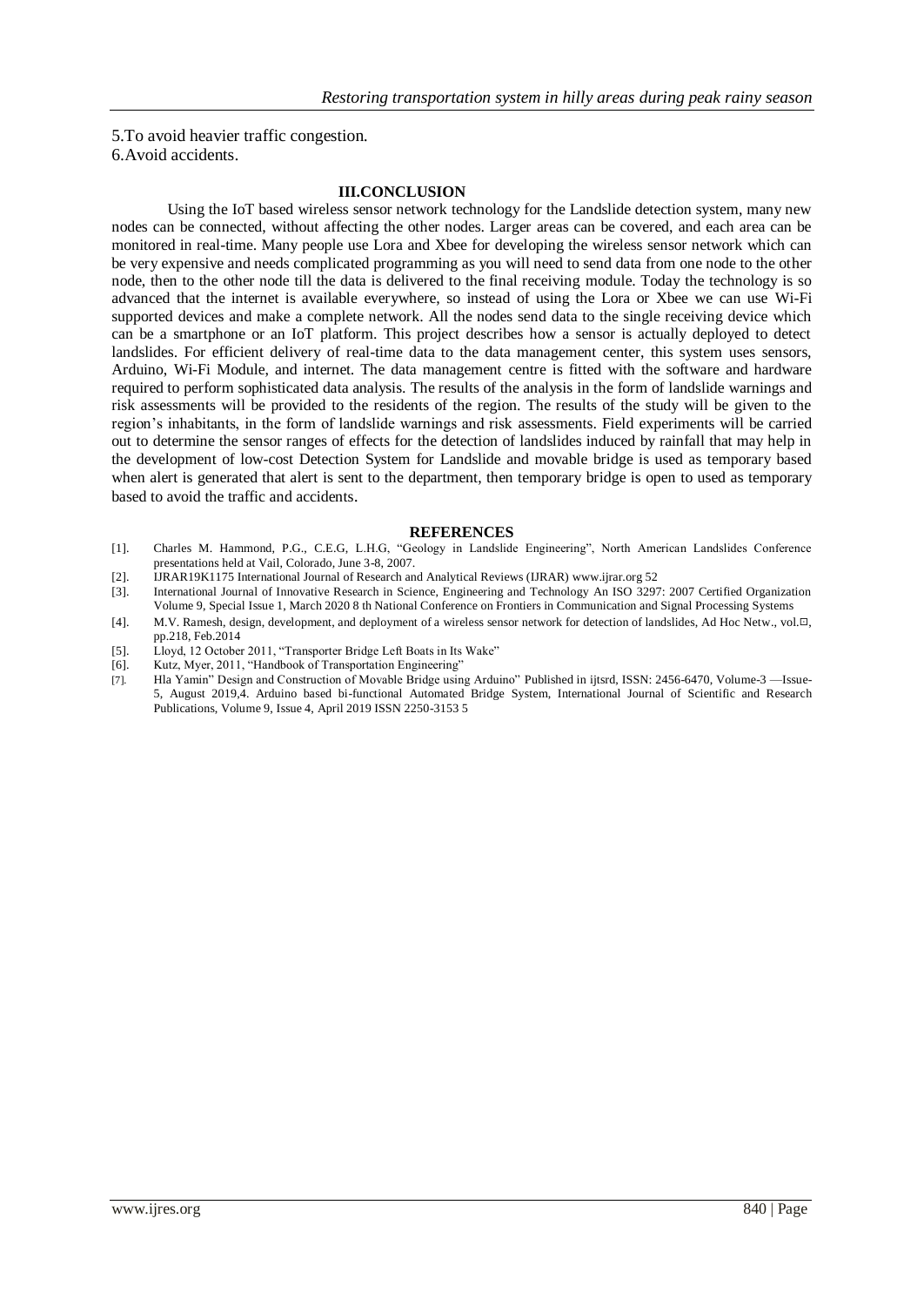5.To avoid heavier traffic congestion.
6.Avoid accidents.

## III.CONCLUSION

Using the IoT based wireless sensor network technology for the Landslide detection system, many new nodes can be connected, without affecting the other nodes. Larger areas can be covered, and each area can be monitored in real-time. Many people use Lora and Xbee for developing the wireless sensor network which can be very expensive and needs complicated programming as you will need to send data from one node to the other node, then to the other node till the data is delivered to the final receiving module. Today the technology is so advanced that the internet is available everywhere, so instead of using the Lora or Xbee we can use Wi-Fi supported devices and make a complete network. All the nodes send data to the single receiving device which can be a smartphone or an IoT platform. This project describes how a sensor is actually deployed to detect landslides. For efficient delivery of real-time data to the data management center, this system uses sensors, Arduino, Wi-Fi Module, and internet. The data management centre is fitted with the software and hardware required to perform sophisticated data analysis. The results of the analysis in the form of landslide warnings and risk assessments will be provided to the residents of the region. The results of the study will be given to the region's inhabitants, in the form of landslide warnings and risk assessments. Field experiments will be carried out to determine the sensor ranges of effects for the detection of landslides induced by rainfall that may help in the development of low-cost Detection System for Landslide and movable bridge is used as temporary based when alert is generated that alert is sent to the department, then temporary bridge is open to used as temporary based to avoid the traffic and accidents.

## REFERENCES

[1]. Charles M. Hammond, P.G., C.E.G, L.H.G, "Geology in Landslide Engineering", North American Landslides Conference presentations held at Vail, Colorado, June 3-8, 2007.

[2]. IJRAR19K1175 International Journal of Research and Analytical Reviews (IJRAR) www.ijrar.org 52

[3]. International Journal of Innovative Research in Science, Engineering and Technology An ISO 3297: 2007 Certified Organization Volume 9, Special Issue 1, March 2020 8 th National Conference on Frontiers in Communication and Signal Processing Systems

[4]. M.V. Ramesh, design, development, and deployment of a wireless sensor network for detection of landslides, Ad Hoc Netw., vol.□, pp.218, Feb.2014

[5]. Lloyd, 12 October 2011, "Transporter Bridge Left Boats in Its Wake"

[6]. Kutz, Myer, 2011, "Handbook of Transportation Engineering"

[7]. Hla Yamin" Design and Construction of Movable Bridge using Arduino" Published in ijtsrd, ISSN: 2456-6470, Volume-3 —Issue-5, August 2019,4. Arduino based bi-functional Automated Bridge System, International Journal of Scientific and Research Publications, Volume 9, Issue 4, April 2019 ISSN 2250-3153 5